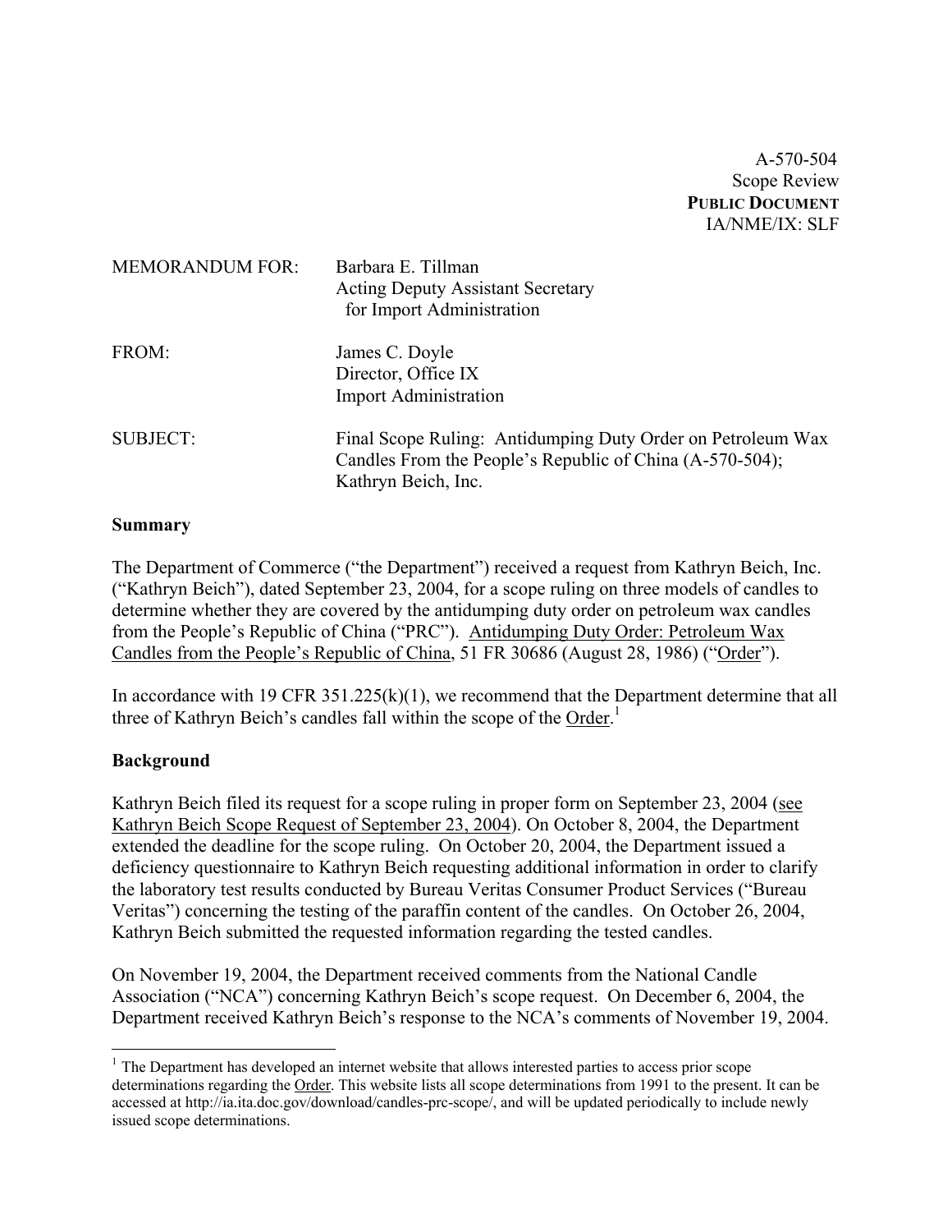A-570-504
Scope Review
**PUBLIC DOCUMENT**
IA/NME/IX: SLF

MEMORANDUM FOR: Barbara E. Tillman
Acting Deputy Assistant Secretary
for Import Administration

FROM: James C. Doyle
Director, Office IX
Import Administration

SUBJECT: Final Scope Ruling: Antidumping Duty Order on Petroleum Wax Candles From the People's Republic of China (A-570-504); Kathryn Beich, Inc.

**Summary**

The Department of Commerce ("the Department") received a request from Kathryn Beich, Inc. ("Kathryn Beich"), dated September 23, 2004, for a scope ruling on three models of candles to determine whether they are covered by the antidumping duty order on petroleum wax candles from the People's Republic of China ("PRC"). Antidumping Duty Order: Petroleum Wax Candles from the People's Republic of China, 51 FR 30686 (August 28, 1986) ("Order").

In accordance with 19 CFR 351.225(k)(1), we recommend that the Department determine that all three of Kathryn Beich's candles fall within the scope of the Order.[1]

**Background**

Kathryn Beich filed its request for a scope ruling in proper form on September 23, 2004 (see Kathryn Beich Scope Request of September 23, 2004). On October 8, 2004, the Department extended the deadline for the scope ruling. On October 20, 2004, the Department issued a deficiency questionnaire to Kathryn Beich requesting additional information in order to clarify the laboratory test results conducted by Bureau Veritas Consumer Product Services ("Bureau Veritas") concerning the testing of the paraffin content of the candles. On October 26, 2004, Kathryn Beich submitted the requested information regarding the tested candles.

On November 19, 2004, the Department received comments from the National Candle Association ("NCA") concerning Kathryn Beich's scope request. On December 6, 2004, the Department received Kathryn Beich's response to the NCA's comments of November 19, 2004.

[1] The Department has developed an internet website that allows interested parties to access prior scope determinations regarding the Order. This website lists all scope determinations from 1991 to the present. It can be accessed at http://ia.ita.doc.gov/download/candles-prc-scope/, and will be updated periodically to include newly issued scope determinations.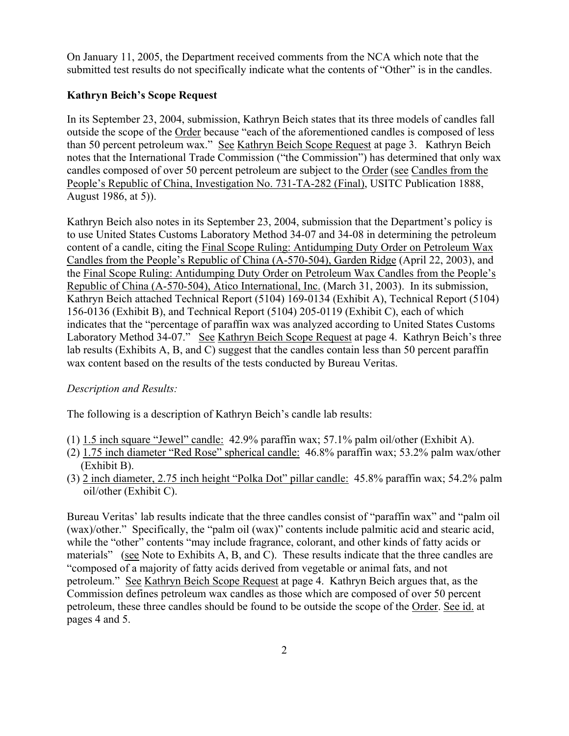On January 11, 2005, the Department received comments from the NCA which note that the submitted test results do not specifically indicate what the contents of "Other" is in the candles.

**Kathryn Beich's Scope Request**

In its September 23, 2004, submission, Kathryn Beich states that its three models of candles fall outside the scope of the Order because "each of the aforementioned candles is composed of less than 50 percent petroleum wax." See Kathryn Beich Scope Request at page 3. Kathryn Beich notes that the International Trade Commission ("the Commission") has determined that only wax candles composed of over 50 percent petroleum are subject to the Order (see Candles from the People's Republic of China, Investigation No. 731-TA-282 (Final), USITC Publication 1888, August 1986, at 5)).

Kathryn Beich also notes in its September 23, 2004, submission that the Department's policy is to use United States Customs Laboratory Method 34-07 and 34-08 in determining the petroleum content of a candle, citing the Final Scope Ruling: Antidumping Duty Order on Petroleum Wax Candles from the People's Republic of China (A-570-504), Garden Ridge (April 22, 2003), and the Final Scope Ruling: Antidumping Duty Order on Petroleum Wax Candles from the People's Republic of China (A-570-504), Atico International, Inc. (March 31, 2003). In its submission, Kathryn Beich attached Technical Report (5104) 169-0134 (Exhibit A), Technical Report (5104) 156-0136 (Exhibit B), and Technical Report (5104) 205-0119 (Exhibit C), each of which indicates that the "percentage of paraffin wax was analyzed according to United States Customs Laboratory Method 34-07." See Kathryn Beich Scope Request at page 4. Kathryn Beich's three lab results (Exhibits A, B, and C) suggest that the candles contain less than 50 percent paraffin wax content based on the results of the tests conducted by Bureau Veritas.

*Description and Results:*

The following is a description of Kathryn Beich's candle lab results:

(1) 1.5 inch square "Jewel" candle: 42.9% paraffin wax; 57.1% palm oil/other (Exhibit A).
(2) 1.75 inch diameter "Red Rose" spherical candle: 46.8% paraffin wax; 53.2% palm wax/other (Exhibit B).
(3) 2 inch diameter, 2.75 inch height "Polka Dot" pillar candle: 45.8% paraffin wax; 54.2% palm oil/other (Exhibit C).

Bureau Veritas' lab results indicate that the three candles consist of "paraffin wax" and "palm oil (wax)/other." Specifically, the "palm oil (wax)" contents include palmitic acid and stearic acid, while the "other" contents "may include fragrance, colorant, and other kinds of fatty acids or materials" (see Note to Exhibits A, B, and C). These results indicate that the three candles are "composed of a majority of fatty acids derived from vegetable or animal fats, and not petroleum." See Kathryn Beich Scope Request at page 4. Kathryn Beich argues that, as the Commission defines petroleum wax candles as those which are composed of over 50 percent petroleum, these three candles should be found to be outside the scope of the Order. See id. at pages 4 and 5.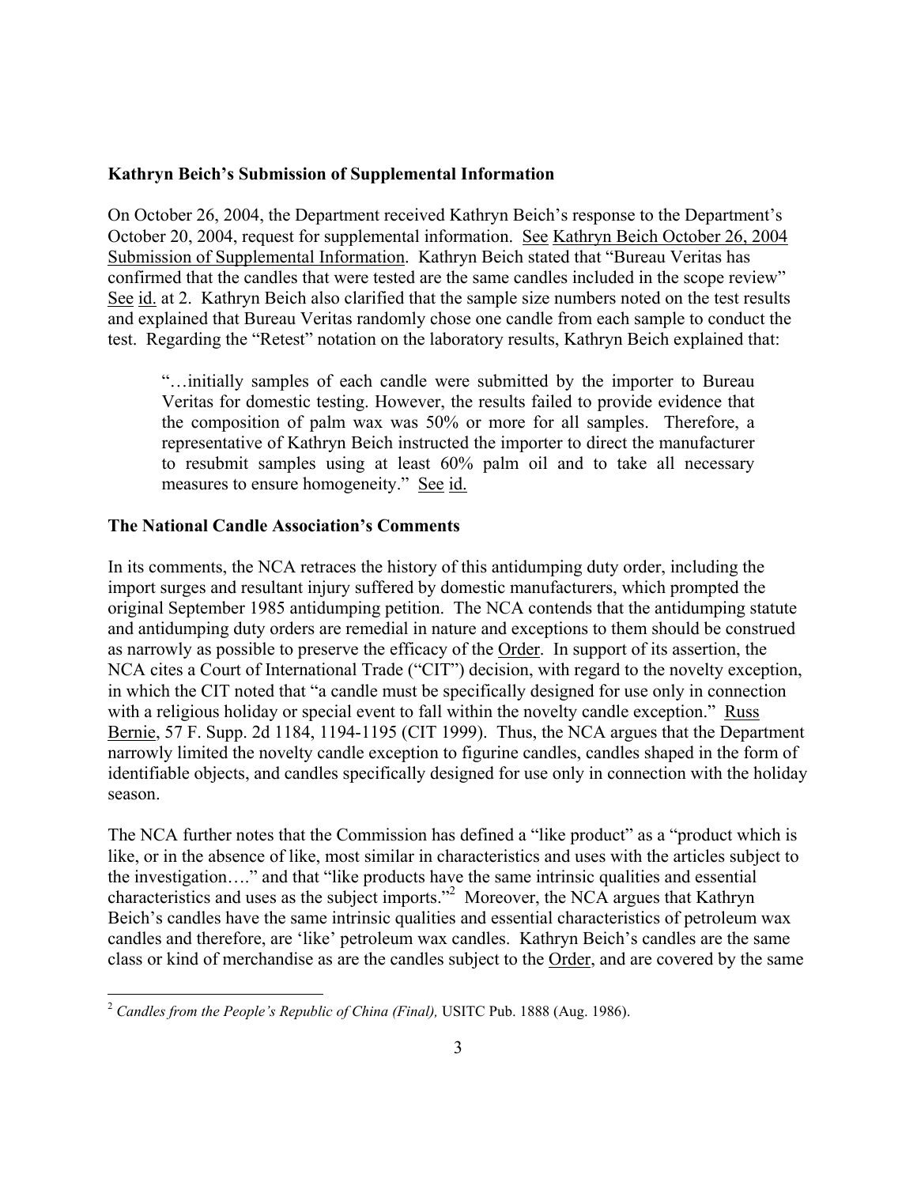**Kathryn Beich's Submission of Supplemental Information**

On October 26, 2004, the Department received Kathryn Beich's response to the Department's October 20, 2004, request for supplemental information. See Kathryn Beich October 26, 2004 Submission of Supplemental Information. Kathryn Beich stated that "Bureau Veritas has confirmed that the candles that were tested are the same candles included in the scope review" See id. at 2. Kathryn Beich also clarified that the sample size numbers noted on the test results and explained that Bureau Veritas randomly chose one candle from each sample to conduct the test. Regarding the "Retest" notation on the laboratory results, Kathryn Beich explained that:

> "…initially samples of each candle were submitted by the importer to Bureau Veritas for domestic testing. However, the results failed to provide evidence that the composition of palm wax was 50% or more for all samples. Therefore, a representative of Kathryn Beich instructed the importer to direct the manufacturer to resubmit samples using at least 60% palm oil and to take all necessary measures to ensure homogeneity." See id.

**The National Candle Association's Comments**

In its comments, the NCA retraces the history of this antidumping duty order, including the import surges and resultant injury suffered by domestic manufacturers, which prompted the original September 1985 antidumping petition. The NCA contends that the antidumping statute and antidumping duty orders are remedial in nature and exceptions to them should be construed as narrowly as possible to preserve the efficacy of the Order. In support of its assertion, the NCA cites a Court of International Trade ("CIT") decision, with regard to the novelty exception, in which the CIT noted that "a candle must be specifically designed for use only in connection with a religious holiday or special event to fall within the novelty candle exception." Russ Bernie, 57 F. Supp. 2d 1184, 1194-1195 (CIT 1999). Thus, the NCA argues that the Department narrowly limited the novelty candle exception to figurine candles, candles shaped in the form of identifiable objects, and candles specifically designed for use only in connection with the holiday season.

The NCA further notes that the Commission has defined a "like product" as a "product which is like, or in the absence of like, most similar in characteristics and uses with the articles subject to the investigation…." and that "like products have the same intrinsic qualities and essential characteristics and uses as the subject imports."[2] Moreover, the NCA argues that Kathryn Beich's candles have the same intrinsic qualities and essential characteristics of petroleum wax candles and therefore, are 'like' petroleum wax candles. Kathryn Beich's candles are the same class or kind of merchandise as are the candles subject to the Order, and are covered by the same

[2] *Candles from the People's Republic of China (Final),* USITC Pub. 1888 (Aug. 1986).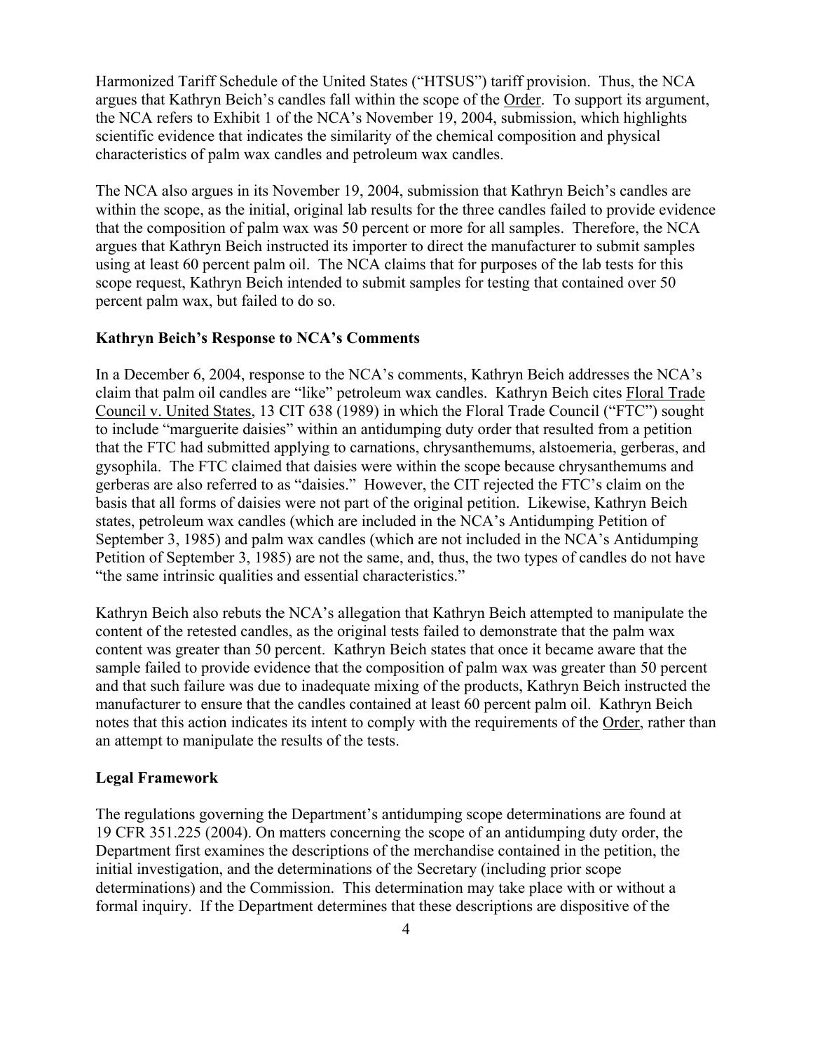Harmonized Tariff Schedule of the United States ("HTSUS") tariff provision. Thus, the NCA argues that Kathryn Beich's candles fall within the scope of the Order. To support its argument, the NCA refers to Exhibit 1 of the NCA's November 19, 2004, submission, which highlights scientific evidence that indicates the similarity of the chemical composition and physical characteristics of palm wax candles and petroleum wax candles.

The NCA also argues in its November 19, 2004, submission that Kathryn Beich's candles are within the scope, as the initial, original lab results for the three candles failed to provide evidence that the composition of palm wax was 50 percent or more for all samples. Therefore, the NCA argues that Kathryn Beich instructed its importer to direct the manufacturer to submit samples using at least 60 percent palm oil. The NCA claims that for purposes of the lab tests for this scope request, Kathryn Beich intended to submit samples for testing that contained over 50 percent palm wax, but failed to do so.

**Kathryn Beich's Response to NCA's Comments**

In a December 6, 2004, response to the NCA's comments, Kathryn Beich addresses the NCA's claim that palm oil candles are "like" petroleum wax candles. Kathryn Beich cites Floral Trade Council v. United States, 13 CIT 638 (1989) in which the Floral Trade Council ("FTC") sought to include "marguerite daisies" within an antidumping duty order that resulted from a petition that the FTC had submitted applying to carnations, chrysanthemums, alstoemeria, gerberas, and gysophila. The FTC claimed that daisies were within the scope because chrysanthemums and gerberas are also referred to as "daisies." However, the CIT rejected the FTC's claim on the basis that all forms of daisies were not part of the original petition. Likewise, Kathryn Beich states, petroleum wax candles (which are included in the NCA's Antidumping Petition of September 3, 1985) and palm wax candles (which are not included in the NCA's Antidumping Petition of September 3, 1985) are not the same, and, thus, the two types of candles do not have "the same intrinsic qualities and essential characteristics."

Kathryn Beich also rebuts the NCA's allegation that Kathryn Beich attempted to manipulate the content of the retested candles, as the original tests failed to demonstrate that the palm wax content was greater than 50 percent. Kathryn Beich states that once it became aware that the sample failed to provide evidence that the composition of palm wax was greater than 50 percent and that such failure was due to inadequate mixing of the products, Kathryn Beich instructed the manufacturer to ensure that the candles contained at least 60 percent palm oil. Kathryn Beich notes that this action indicates its intent to comply with the requirements of the Order, rather than an attempt to manipulate the results of the tests.

**Legal Framework**

The regulations governing the Department's antidumping scope determinations are found at 19 CFR 351.225 (2004). On matters concerning the scope of an antidumping duty order, the Department first examines the descriptions of the merchandise contained in the petition, the initial investigation, and the determinations of the Secretary (including prior scope determinations) and the Commission. This determination may take place with or without a formal inquiry. If the Department determines that these descriptions are dispositive of the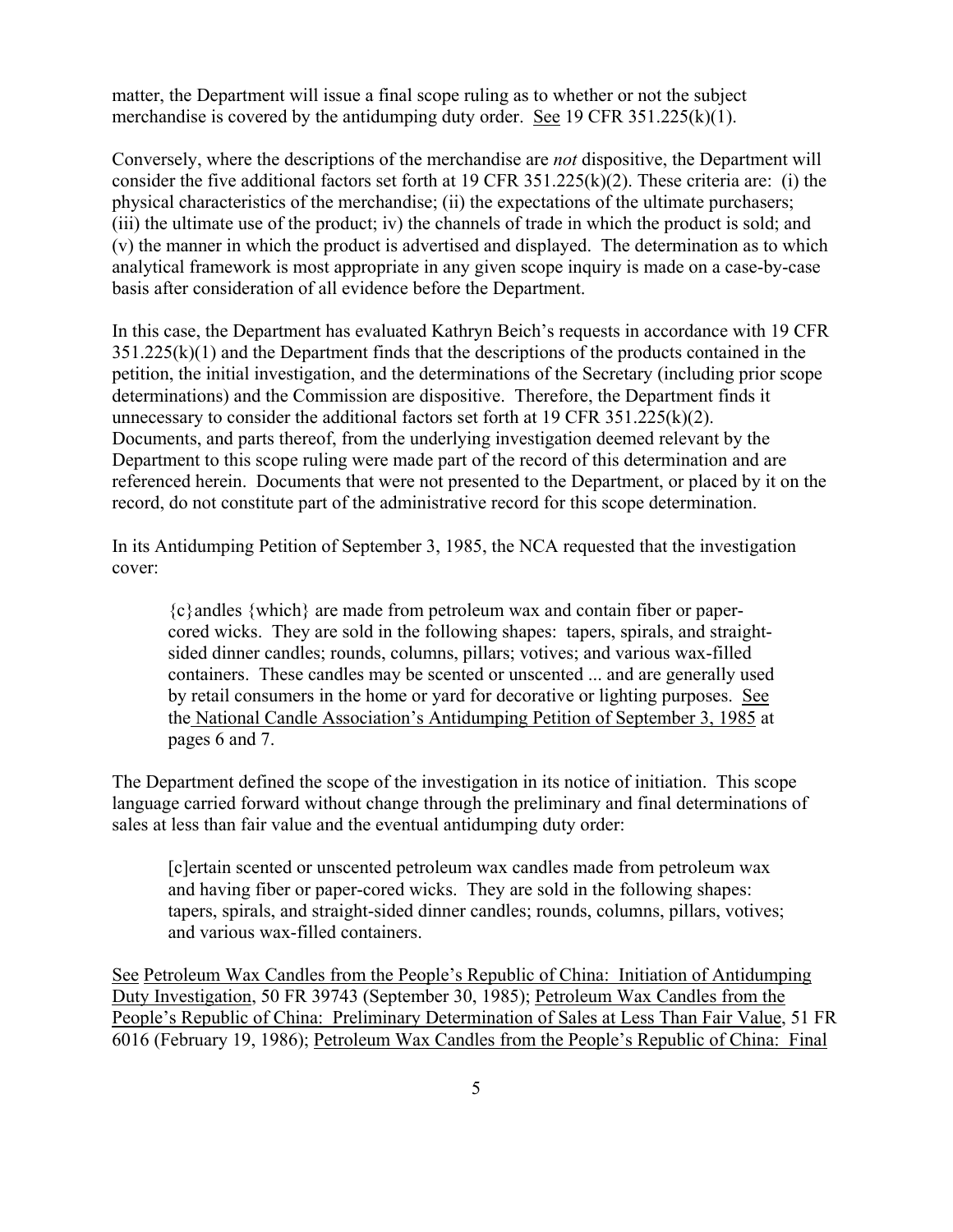matter, the Department will issue a final scope ruling as to whether or not the subject merchandise is covered by the antidumping duty order. See 19 CFR 351.225(k)(1).

Conversely, where the descriptions of the merchandise are *not* dispositive, the Department will consider the five additional factors set forth at 19 CFR 351.225(k)(2). These criteria are: (i) the physical characteristics of the merchandise; (ii) the expectations of the ultimate purchasers; (iii) the ultimate use of the product; iv) the channels of trade in which the product is sold; and (v) the manner in which the product is advertised and displayed. The determination as to which analytical framework is most appropriate in any given scope inquiry is made on a case-by-case basis after consideration of all evidence before the Department.

In this case, the Department has evaluated Kathryn Beich's requests in accordance with 19 CFR 351.225(k)(1) and the Department finds that the descriptions of the products contained in the petition, the initial investigation, and the determinations of the Secretary (including prior scope determinations) and the Commission are dispositive. Therefore, the Department finds it unnecessary to consider the additional factors set forth at 19 CFR 351.225(k)(2). Documents, and parts thereof, from the underlying investigation deemed relevant by the Department to this scope ruling were made part of the record of this determination and are referenced herein. Documents that were not presented to the Department, or placed by it on the record, do not constitute part of the administrative record for this scope determination.

In its Antidumping Petition of September 3, 1985, the NCA requested that the investigation cover:

> {c}andles {which} are made from petroleum wax and contain fiber or paper-cored wicks. They are sold in the following shapes: tapers, spirals, and straight-sided dinner candles; rounds, columns, pillars; votives; and various wax-filled containers. These candles may be scented or unscented ... and are generally used by retail consumers in the home or yard for decorative or lighting purposes. See the National Candle Association's Antidumping Petition of September 3, 1985 at pages 6 and 7.

The Department defined the scope of the investigation in its notice of initiation. This scope language carried forward without change through the preliminary and final determinations of sales at less than fair value and the eventual antidumping duty order:

> [c]ertain scented or unscented petroleum wax candles made from petroleum wax and having fiber or paper-cored wicks. They are sold in the following shapes: tapers, spirals, and straight-sided dinner candles; rounds, columns, pillars, votives; and various wax-filled containers.

See Petroleum Wax Candles from the People's Republic of China: Initiation of Antidumping Duty Investigation, 50 FR 39743 (September 30, 1985); Petroleum Wax Candles from the People's Republic of China: Preliminary Determination of Sales at Less Than Fair Value, 51 FR 6016 (February 19, 1986); Petroleum Wax Candles from the People's Republic of China: Final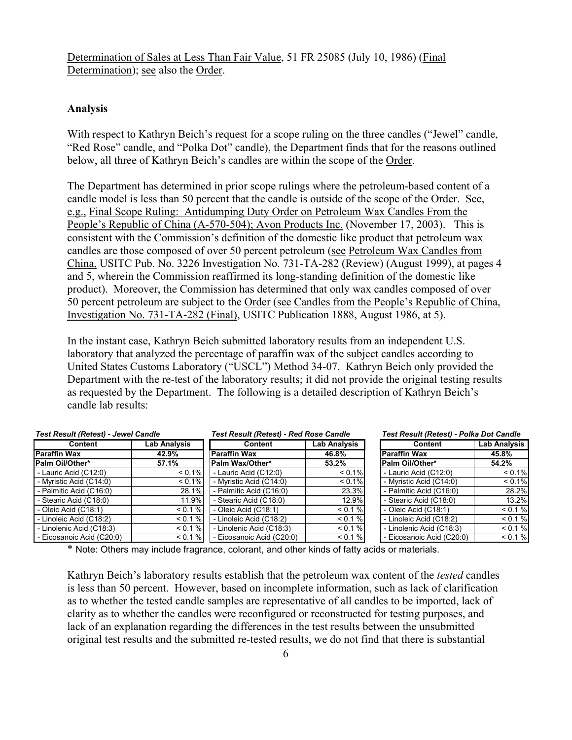Determination of Sales at Less Than Fair Value, 51 FR 25085 (July 10, 1986) (Final Determination); see also the Order.

**Analysis**

With respect to Kathryn Beich's request for a scope ruling on the three candles ("Jewel" candle, "Red Rose" candle, and "Polka Dot" candle), the Department finds that for the reasons outlined below, all three of Kathryn Beich's candles are within the scope of the Order.

The Department has determined in prior scope rulings where the petroleum-based content of a candle model is less than 50 percent that the candle is outside of the scope of the Order. See, e.g., Final Scope Ruling: Antidumping Duty Order on Petroleum Wax Candles From the People's Republic of China (A-570-504); Avon Products Inc. (November 17, 2003). This is consistent with the Commission's definition of the domestic like product that petroleum wax candles are those composed of over 50 percent petroleum (see Petroleum Wax Candles from China, USITC Pub. No. 3226 Investigation No. 731-TA-282 (Review) (August 1999), at pages 4 and 5, wherein the Commission reaffirmed its long-standing definition of the domestic like product). Moreover, the Commission has determined that only wax candles composed of over 50 percent petroleum are subject to the Order (see Candles from the People's Republic of China, Investigation No. 731-TA-282 (Final), USITC Publication 1888, August 1986, at 5).

In the instant case, Kathryn Beich submitted laboratory results from an independent U.S. laboratory that analyzed the percentage of paraffin wax of the subject candles according to United States Customs Laboratory ("USCL") Method 34-07. Kathryn Beich only provided the Department with the re-test of the laboratory results; it did not provide the original testing results as requested by the Department. The following is a detailed description of Kathryn Beich's candle lab results:

*Test Result (Retest) - Jewel Candle*

| Content | Lab Analysis |
|---|---|
| **Paraffin Wax** | **42.9%** |
| **Palm Oil/Other*** | **57.1%** |
| - Lauric Acid (C12:0) | < 0.1% |
| - Myristic Acid (C14:0) | < 0.1% |
| - Palmitic Acid (C16:0) | 28.1% |
| - Stearic Acid (C18:0) | 11.9% |
| - Oleic Acid (C18:1) | < 0.1 % |
| - Linoleic Acid (C18:2) | < 0.1 % |
| - Linolenic Acid (C18:3) | < 0.1 % |
| - Eicosanoic Acid (C20:0) | < 0.1 % |

*Test Result (Retest) - Red Rose Candle*

| Content | Lab Analysis |
|---|---|
| **Paraffin Wax** | **46.8%** |
| **Palm Wax/Other*** | **53.2%** |
| - Lauric Acid (C12:0) | < 0.1% |
| - Myristic Acid (C14:0) | < 0.1% |
| - Palmitic Acid (C16:0) | 23.3% |
| - Stearic Acid (C18:0) | 12.9% |
| - Oleic Acid (C18:1) | < 0.1 % |
| - Linoleic Acid (C18:2) | < 0.1 % |
| - Linolenic Acid (C18:3) | < 0.1 % |
| - Eicosanoic Acid (C20:0) | < 0.1 % |

*Test Result (Retest) - Polka Dot Candle*

| Content | Lab Analysis |
|---|---|
| **Paraffin Wax** | **45.8%** |
| **Palm Oil/Other*** | **54.2%** |
| - Lauric Acid (C12:0) | < 0.1% |
| - Myristic Acid (C14:0) | < 0.1% |
| - Palmitic Acid (C16:0) | 28.2% |
| - Stearic Acid (C18:0) | 13.2% |
| - Oleic Acid (C18:1) | < 0.1 % |
| - Linoleic Acid (C18:2) | < 0.1 % |
| - Linolenic Acid (C18:3) | < 0.1 % |
| - Eicosanoic Acid (C20:0) | < 0.1 % |

* Note: Others may include fragrance, colorant, and other kinds of fatty acids or materials.

Kathryn Beich's laboratory results establish that the petroleum wax content of the *tested* candles is less than 50 percent. However, based on incomplete information, such as lack of clarification as to whether the tested candle samples are representative of all candles to be imported, lack of clarity as to whether the candles were reconfigured or reconstructed for testing purposes, and lack of an explanation regarding the differences in the test results between the unsubmitted original test results and the submitted re-tested results, we do not find that there is substantial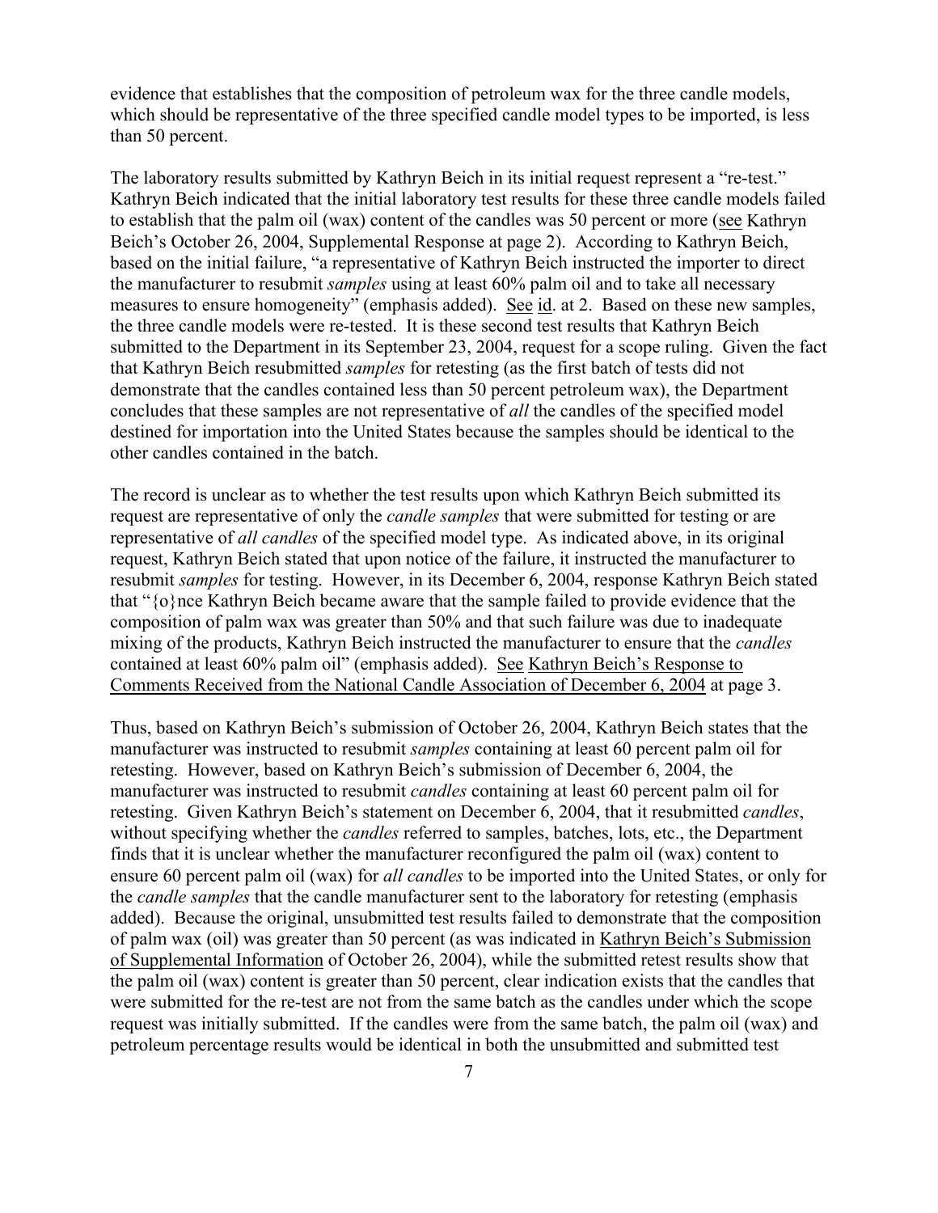evidence that establishes that the composition of petroleum wax for the three candle models, which should be representative of the three specified candle model types to be imported, is less than 50 percent.

The laboratory results submitted by Kathryn Beich in its initial request represent a "re-test." Kathryn Beich indicated that the initial laboratory test results for these three candle models failed to establish that the palm oil (wax) content of the candles was 50 percent or more (see Kathryn Beich's October 26, 2004, Supplemental Response at page 2). According to Kathryn Beich, based on the initial failure, "a representative of Kathryn Beich instructed the importer to direct the manufacturer to resubmit *samples* using at least 60% palm oil and to take all necessary measures to ensure homogeneity" (emphasis added). See id. at 2. Based on these new samples, the three candle models were re-tested. It is these second test results that Kathryn Beich submitted to the Department in its September 23, 2004, request for a scope ruling. Given the fact that Kathryn Beich resubmitted *samples* for retesting (as the first batch of tests did not demonstrate that the candles contained less than 50 percent petroleum wax), the Department concludes that these samples are not representative of *all* the candles of the specified model destined for importation into the United States because the samples should be identical to the other candles contained in the batch.

The record is unclear as to whether the test results upon which Kathryn Beich submitted its request are representative of only the *candle samples* that were submitted for testing or are representative of *all candles* of the specified model type. As indicated above, in its original request, Kathryn Beich stated that upon notice of the failure, it instructed the manufacturer to resubmit *samples* for testing. However, in its December 6, 2004, response Kathryn Beich stated that "{o}nce Kathryn Beich became aware that the sample failed to provide evidence that the composition of palm wax was greater than 50% and that such failure was due to inadequate mixing of the products, Kathryn Beich instructed the manufacturer to ensure that the *candles* contained at least 60% palm oil" (emphasis added). See Kathryn Beich's Response to Comments Received from the National Candle Association of December 6, 2004 at page 3.

Thus, based on Kathryn Beich's submission of October 26, 2004, Kathryn Beich states that the manufacturer was instructed to resubmit *samples* containing at least 60 percent palm oil for retesting. However, based on Kathryn Beich's submission of December 6, 2004, the manufacturer was instructed to resubmit *candles* containing at least 60 percent palm oil for retesting. Given Kathryn Beich's statement on December 6, 2004, that it resubmitted *candles*, without specifying whether the *candles* referred to samples, batches, lots, etc., the Department finds that it is unclear whether the manufacturer reconfigured the palm oil (wax) content to ensure 60 percent palm oil (wax) for *all candles* to be imported into the United States, or only for the *candle samples* that the candle manufacturer sent to the laboratory for retesting (emphasis added). Because the original, unsubmitted test results failed to demonstrate that the composition of palm wax (oil) was greater than 50 percent (as was indicated in Kathryn Beich's Submission of Supplemental Information of October 26, 2004), while the submitted retest results show that the palm oil (wax) content is greater than 50 percent, clear indication exists that the candles that were submitted for the re-test are not from the same batch as the candles under which the scope request was initially submitted. If the candles were from the same batch, the palm oil (wax) and petroleum percentage results would be identical in both the unsubmitted and submitted test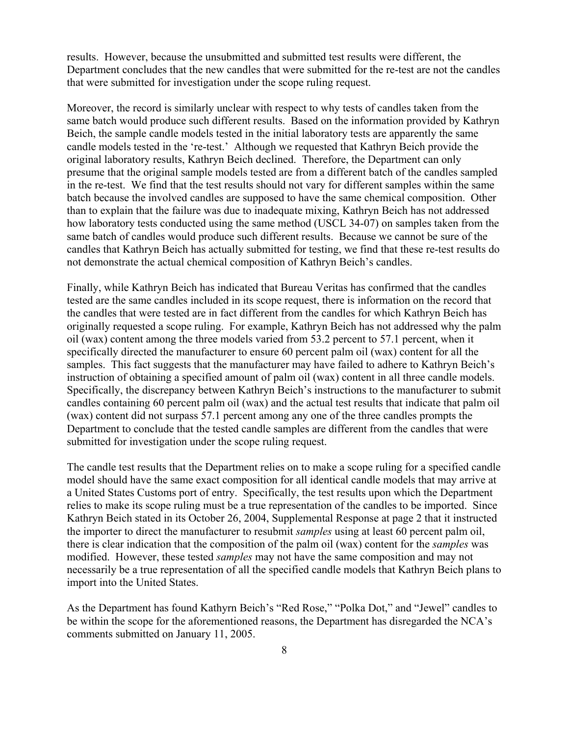results. However, because the unsubmitted and submitted test results were different, the Department concludes that the new candles that were submitted for the re-test are not the candles that were submitted for investigation under the scope ruling request.

Moreover, the record is similarly unclear with respect to why tests of candles taken from the same batch would produce such different results. Based on the information provided by Kathryn Beich, the sample candle models tested in the initial laboratory tests are apparently the same candle models tested in the 're-test.' Although we requested that Kathryn Beich provide the original laboratory results, Kathryn Beich declined. Therefore, the Department can only presume that the original sample models tested are from a different batch of the candles sampled in the re-test. We find that the test results should not vary for different samples within the same batch because the involved candles are supposed to have the same chemical composition. Other than to explain that the failure was due to inadequate mixing, Kathryn Beich has not addressed how laboratory tests conducted using the same method (USCL 34-07) on samples taken from the same batch of candles would produce such different results. Because we cannot be sure of the candles that Kathryn Beich has actually submitted for testing, we find that these re-test results do not demonstrate the actual chemical composition of Kathryn Beich's candles.

Finally, while Kathryn Beich has indicated that Bureau Veritas has confirmed that the candles tested are the same candles included in its scope request, there is information on the record that the candles that were tested are in fact different from the candles for which Kathryn Beich has originally requested a scope ruling. For example, Kathryn Beich has not addressed why the palm oil (wax) content among the three models varied from 53.2 percent to 57.1 percent, when it specifically directed the manufacturer to ensure 60 percent palm oil (wax) content for all the samples. This fact suggests that the manufacturer may have failed to adhere to Kathryn Beich's instruction of obtaining a specified amount of palm oil (wax) content in all three candle models. Specifically, the discrepancy between Kathryn Beich's instructions to the manufacturer to submit candles containing 60 percent palm oil (wax) and the actual test results that indicate that palm oil (wax) content did not surpass 57.1 percent among any one of the three candles prompts the Department to conclude that the tested candle samples are different from the candles that were submitted for investigation under the scope ruling request.

The candle test results that the Department relies on to make a scope ruling for a specified candle model should have the same exact composition for all identical candle models that may arrive at a United States Customs port of entry. Specifically, the test results upon which the Department relies to make its scope ruling must be a true representation of the candles to be imported. Since Kathryn Beich stated in its October 26, 2004, Supplemental Response at page 2 that it instructed the importer to direct the manufacturer to resubmit *samples* using at least 60 percent palm oil, there is clear indication that the composition of the palm oil (wax) content for the *samples* was modified. However, these tested *samples* may not have the same composition and may not necessarily be a true representation of all the specified candle models that Kathryn Beich plans to import into the United States.

As the Department has found Kathyrn Beich's "Red Rose," "Polka Dot," and "Jewel" candles to be within the scope for the aforementioned reasons, the Department has disregarded the NCA's comments submitted on January 11, 2005.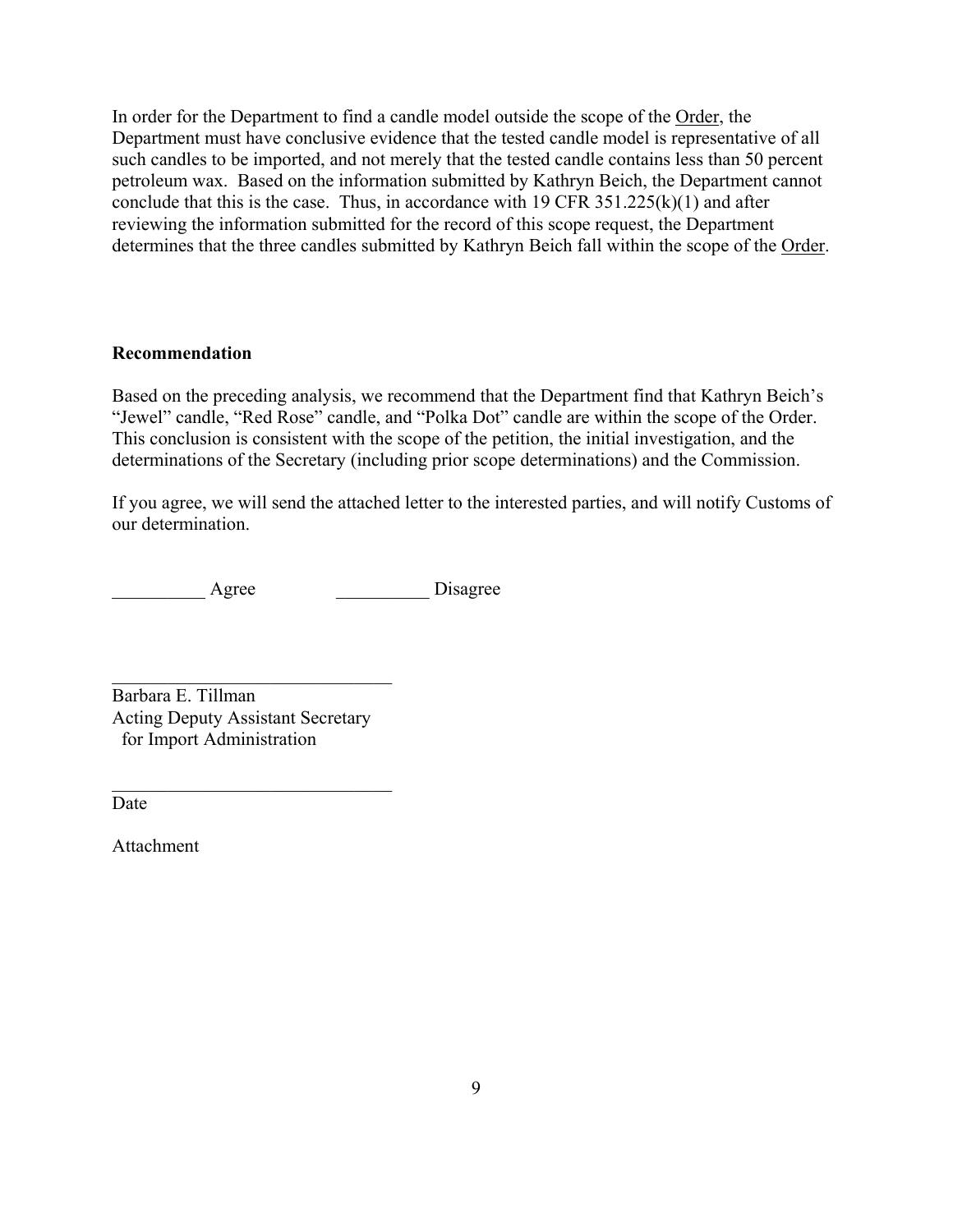In order for the Department to find a candle model outside the scope of the Order, the Department must have conclusive evidence that the tested candle model is representative of all such candles to be imported, and not merely that the tested candle contains less than 50 percent petroleum wax. Based on the information submitted by Kathryn Beich, the Department cannot conclude that this is the case. Thus, in accordance with 19 CFR 351.225(k)(1) and after reviewing the information submitted for the record of this scope request, the Department determines that the three candles submitted by Kathryn Beich fall within the scope of the Order.

**Recommendation**

Based on the preceding analysis, we recommend that the Department find that Kathryn Beich's "Jewel" candle, "Red Rose" candle, and "Polka Dot" candle are within the scope of the Order. This conclusion is consistent with the scope of the petition, the initial investigation, and the determinations of the Secretary (including prior scope determinations) and the Commission.

If you agree, we will send the attached letter to the interested parties, and will notify Customs of our determination.

__________ Agree __________ Disagree

______________________________
Barbara E. Tillman
Acting Deputy Assistant Secretary
for Import Administration

______________________________
Date

Attachment